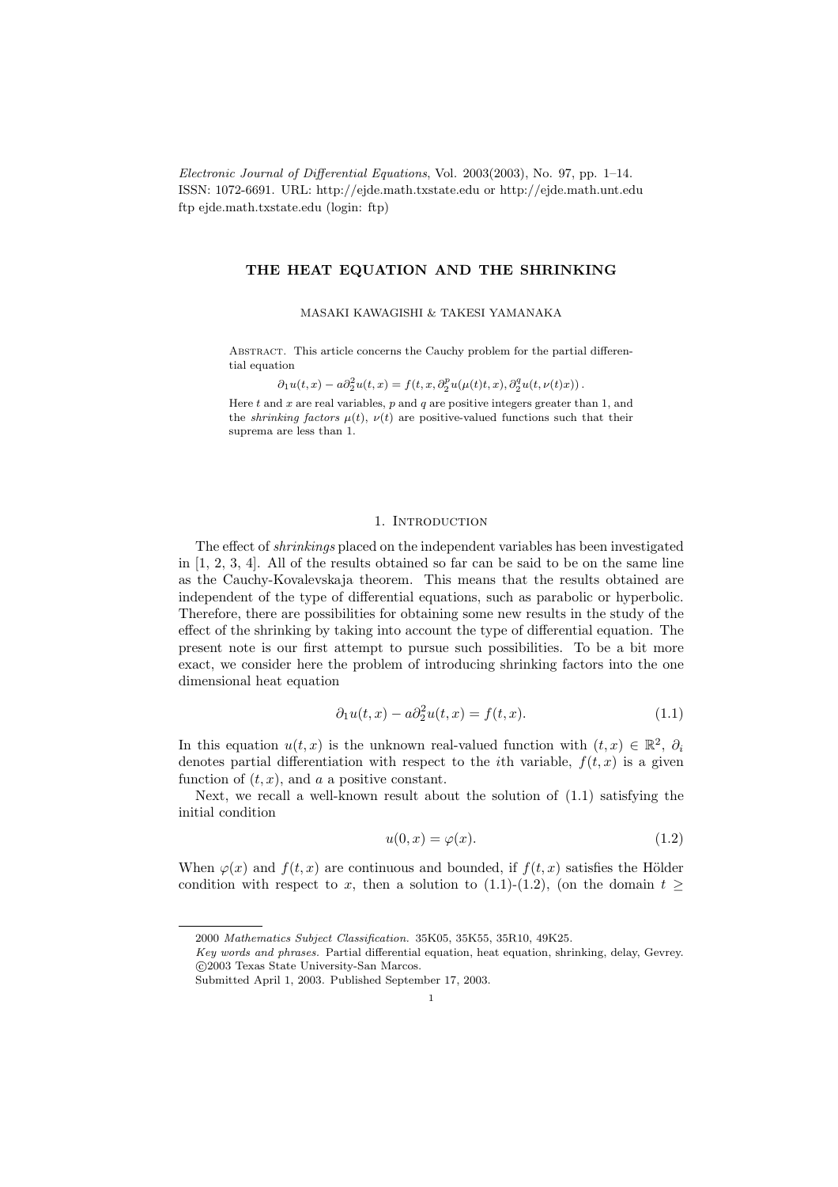Electronic Journal of Differential Equations, Vol. 2003(2003), No. 97, pp. 1–14.
ISSN: 1072-6691. URL: http://ejde.math.txstate.edu or http://ejde.math.unt.edu
ftp ejde.math.txstate.edu (login: ftp)

# THE HEAT EQUATION AND THE SHRINKING

MASAKI KAWAGISHI & TAKESI YAMANAKA

Abstract. This article concerns the Cauchy problem for the partial differential equation

$$\partial_1 u(t,x) - a\partial_2^2 u(t,x) = f(t,x,\partial_2^p u(\mu(t)t,x),\partial_2^q u(t,\nu(t)x)) .$$

Here $t$ and $x$ are real variables, $p$ and $q$ are positive integers greater than 1, and the *shrinking factors* $\mu(t)$, $\nu(t)$ are positive-valued functions such that their suprema are less than 1.

## 1. Introduction

The effect of *shrinkings* placed on the independent variables has been investigated in [1, 2, 3, 4]. All of the results obtained so far can be said to be on the same line as the Cauchy-Kovalevskaja theorem. This means that the results obtained are independent of the type of differential equations, such as parabolic or hyperbolic. Therefore, there are possibilities for obtaining some new results in the study of the effect of the shrinking by taking into account the type of differential equation. The present note is our first attempt to pursue such possibilities. To be a bit more exact, we consider here the problem of introducing shrinking factors into the one dimensional heat equation

$$\partial_1 u(t,x) - a\partial_2^2 u(t,x) = f(t,x). \tag{1.1}$$

In this equation $u(t,x)$ is the unknown real-valued function with $(t,x) \in \mathbb{R}^2$, $\partial_i$ denotes partial differentiation with respect to the $i$th variable, $f(t,x)$ is a given function of $(t,x)$, and $a$ a positive constant.

Next, we recall a well-known result about the solution of (1.1) satisfying the initial condition

$$u(0,x) = \varphi(x). \tag{1.2}$$

When $\varphi(x)$ and $f(t,x)$ are continuous and bounded, if $f(t,x)$ satisfies the Hölder condition with respect to $x$, then a solution to (1.1)-(1.2), (on the domain $t \geq$

2000 *Mathematics Subject Classification.* 35K05, 35K55, 35R10, 49K25.
*Key words and phrases.* Partial differential equation, heat equation, shrinking, delay, Gevrey.
©2003 Texas State University-San Marcos.
Submitted April 1, 2003. Published September 17, 2003.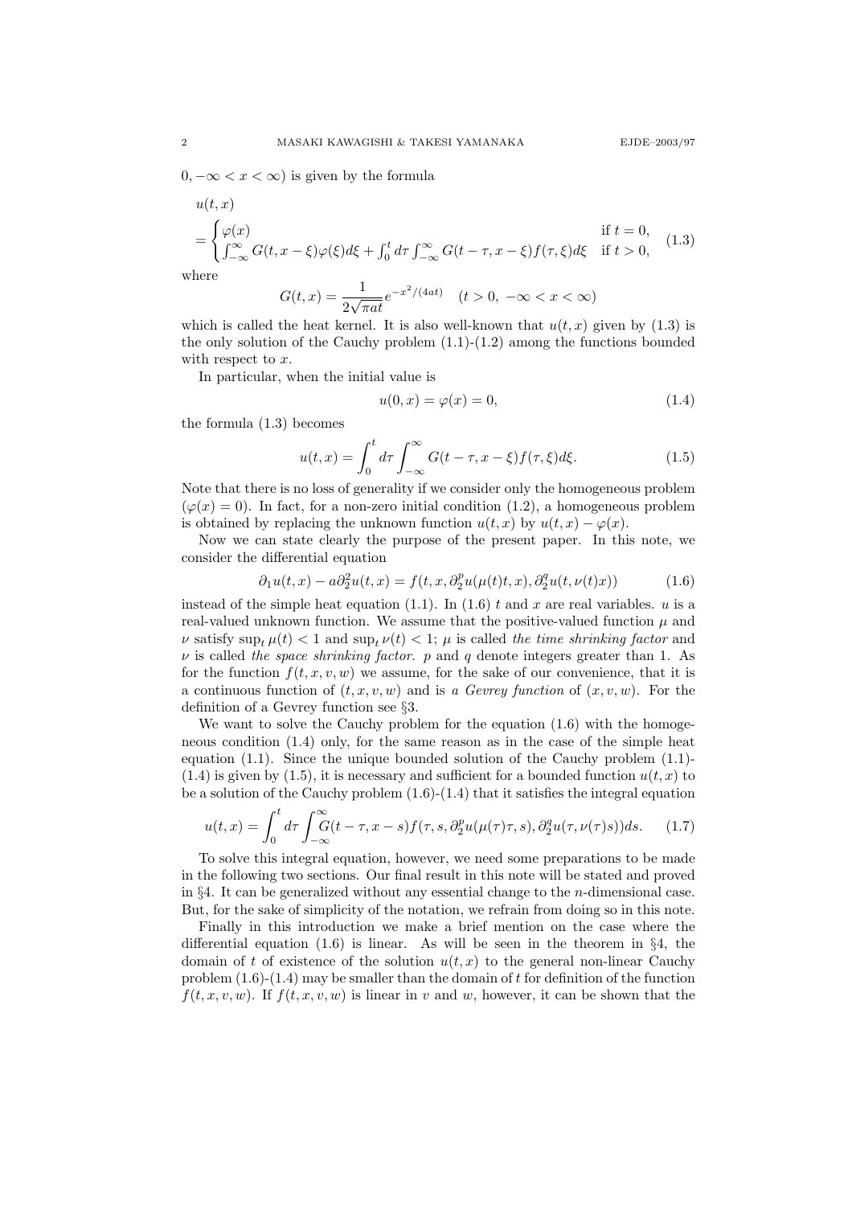$0, -\infty < x < \infty$) is given by the formula

$$
u(t,x) = \begin{cases} \varphi(x) & \text{if } t = 0, \\ \int_{-\infty}^{\infty} G(t, x-\xi)\varphi(\xi)d\xi + \int_0^t d\tau \int_{-\infty}^{\infty} G(t-\tau, x-\xi) f(\tau,\xi)d\xi & \text{if } t > 0, \end{cases} \tag{1.3}
$$

where

$$
G(t,x) = \frac{1}{2\sqrt{\pi a t}} e^{-x^2/(4at)} \quad (t > 0,\ -\infty < x < \infty)
$$

which is called the heat kernel. It is also well-known that $u(t,x)$ given by (1.3) is the only solution of the Cauchy problem (1.1)-(1.2) among the functions bounded with respect to $x$.

In particular, when the initial value is

$$
u(0,x) = \varphi(x) = 0, \tag{1.4}
$$

the formula (1.3) becomes

$$
u(t,x) = \int_0^t d\tau \int_{-\infty}^{\infty} G(t-\tau, x-\xi) f(\tau,\xi) d\xi. \tag{1.5}
$$

Note that there is no loss of generality if we consider only the homogeneous problem ($\varphi(x) = 0$). In fact, for a non-zero initial condition (1.2), a homogeneous problem is obtained by replacing the unknown function $u(t,x)$ by $u(t,x) - \varphi(x)$.

Now we can state clearly the purpose of the present paper. In this note, we consider the differential equation

$$
\partial_1 u(t,x) - a\partial_2^2 u(t,x) = f(t, x, \partial_2^p u(\mu(t)t, x), \partial_2^q u(t, \nu(t)x)) \tag{1.6}
$$

instead of the simple heat equation (1.1). In (1.6) $t$ and $x$ are real variables. $u$ is a real-valued unknown function. We assume that the positive-valued function $\mu$ and $\nu$ satisfy $\sup_t \mu(t) < 1$ and $\sup_t \nu(t) < 1$; $\mu$ is called *the time shrinking factor* and $\nu$ is called *the space shrinking factor*. $p$ and $q$ denote integers greater than 1. As for the function $f(t,x,v,w)$ we assume, for the sake of our convenience, that it is a continuous function of $(t,x,v,w)$ and is *a Gevrey function* of $(x,v,w)$. For the definition of a Gevrey function see §3.

We want to solve the Cauchy problem for the equation (1.6) with the homogeneous condition (1.4) only, for the same reason as in the case of the simple heat equation (1.1). Since the unique bounded solution of the Cauchy problem (1.1)-(1.4) is given by (1.5), it is necessary and sufficient for a bounded function $u(t,x)$ to be a solution of the Cauchy problem (1.6)-(1.4) that it satisfies the integral equation

$$
u(t,x) = \int_0^t d\tau \int_{-\infty}^{\infty} G(t-\tau, x-s) f(\tau, s, \partial_2^p u(\mu(\tau)\tau, s), \partial_2^q u(\tau, \nu(\tau)s)) ds. \tag{1.7}
$$

To solve this integral equation, however, we need some preparations to be made in the following two sections. Our final result in this note will be stated and proved in §4. It can be generalized without any essential change to the $n$-dimensional case. But, for the sake of simplicity of the notation, we refrain from doing so in this note.

Finally in this introduction we make a brief mention on the case where the differential equation (1.6) is linear. As will be seen in the theorem in §4, the domain of $t$ of existence of the solution $u(t,x)$ to the general non-linear Cauchy problem (1.6)-(1.4) may be smaller than the domain of $t$ for definition of the function $f(t,x,v,w)$. If $f(t,x,v,w)$ is linear in $v$ and $w$, however, it can be shown that the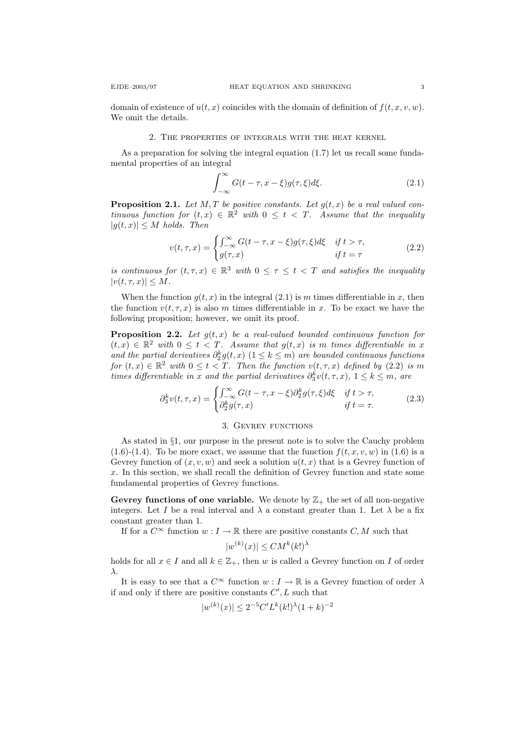domain of existence of $u(t,x)$ coincides with the domain of definition of $f(t,x,v,w)$. We omit the details.

## 2. The properties of integrals with the heat kernel

As a preparation for solving the integral equation (1.7) let us recall some fundamental properties of an integral

$$\int_{-\infty}^{\infty} G(t-\tau, x-\xi) g(\tau,\xi) d\xi. \tag{2.1}$$

**Proposition 2.1.** *Let $M, T$ be positive constants. Let $g(t,x)$ be a real valued continuous function for $(t,x) \in \mathbb{R}^2$ with $0 \le t < T$. Assume that the inequality $|g(t,x)| \le M$ holds. Then*

$$v(t,\tau,x) = \begin{cases} \int_{-\infty}^{\infty} G(t-\tau, x-\xi) g(\tau,\xi) d\xi & \text{if } t > \tau, \\ g(\tau, x) & \text{if } t = \tau \end{cases} \tag{2.2}$$

*is continuous for $(t,\tau,x) \in \mathbb{R}^3$ with $0 \le \tau \le t < T$ and satisfies the inequality $|v(t,\tau,x)| \le M$.*

When the function $g(t,x)$ in the integral (2.1) is $m$ times differentiable in $x$, then the function $v(t,\tau,x)$ is also $m$ times differentiable in $x$. To be exact we have the following proposition; however, we omit its proof.

**Proposition 2.2.** *Let $g(t,x)$ be a real-valued bounded continuous function for $(t,x) \in \mathbb{R}^2$ with $0 \le t < T$. Assume that $g(t,x)$ is $m$ times differentiable in $x$ and the partial derivatives $\partial_2^k g(t,x)$ $(1 \le k \le m)$ are bounded continuous functions for $(t,x) \in \mathbb{R}^2$ with $0 \le t < T$. Then the function $v(t,\tau,x)$ defined by (2.2) is $m$ times differentiable in $x$ and the partial derivatives $\partial_3^k v(t,\tau,x)$, $1 \le k \le m$, are*

$$\partial_3^k v(t,\tau,x) = \begin{cases} \int_{-\infty}^{\infty} G(t-\tau, x-\xi) \partial_2^k g(\tau,\xi) d\xi & \text{if } t > \tau, \\ \partial_2^k g(\tau, x) & \text{if } t = \tau. \end{cases} \tag{2.3}$$

## 3. Gevrey functions

As stated in §1, our purpose in the present note is to solve the Cauchy problem (1.6)-(1.4). To be more exact, we assume that the function $f(t,x,v,w)$ in (1.6) is a Gevrey function of $(x,v,w)$ and seek a solution $u(t,x)$ that is a Gevrey function of $x$. In this section, we shall recall the definition of Gevrey function and state some fundamental properties of Gevrey functions.

**Gevrey functions of one variable.** We denote by $\mathbb{Z}_+$ the set of all non-negative integers. Let $I$ be a real interval and $\lambda$ a constant greater than 1. Let $\lambda$ be a fix constant greater than 1.

If for a $C^\infty$ function $w : I \to \mathbb{R}$ there are positive constants $C, M$ such that

$$|w^{(k)}(x)| \le C M^k (k!)^\lambda$$

holds for all $x \in I$ and all $k \in \mathbb{Z}_+$, then $w$ is called a Gevrey function on $I$ of order $\lambda$.

It is easy to see that a $C^\infty$ function $w : I \to \mathbb{R}$ is a Gevrey function of order $\lambda$ if and only if there are positive constants $C', L$ such that

$$|w^{(k)}(x)| \le 2^{-5} C' L^k (k!)^\lambda (1+k)^{-2}$$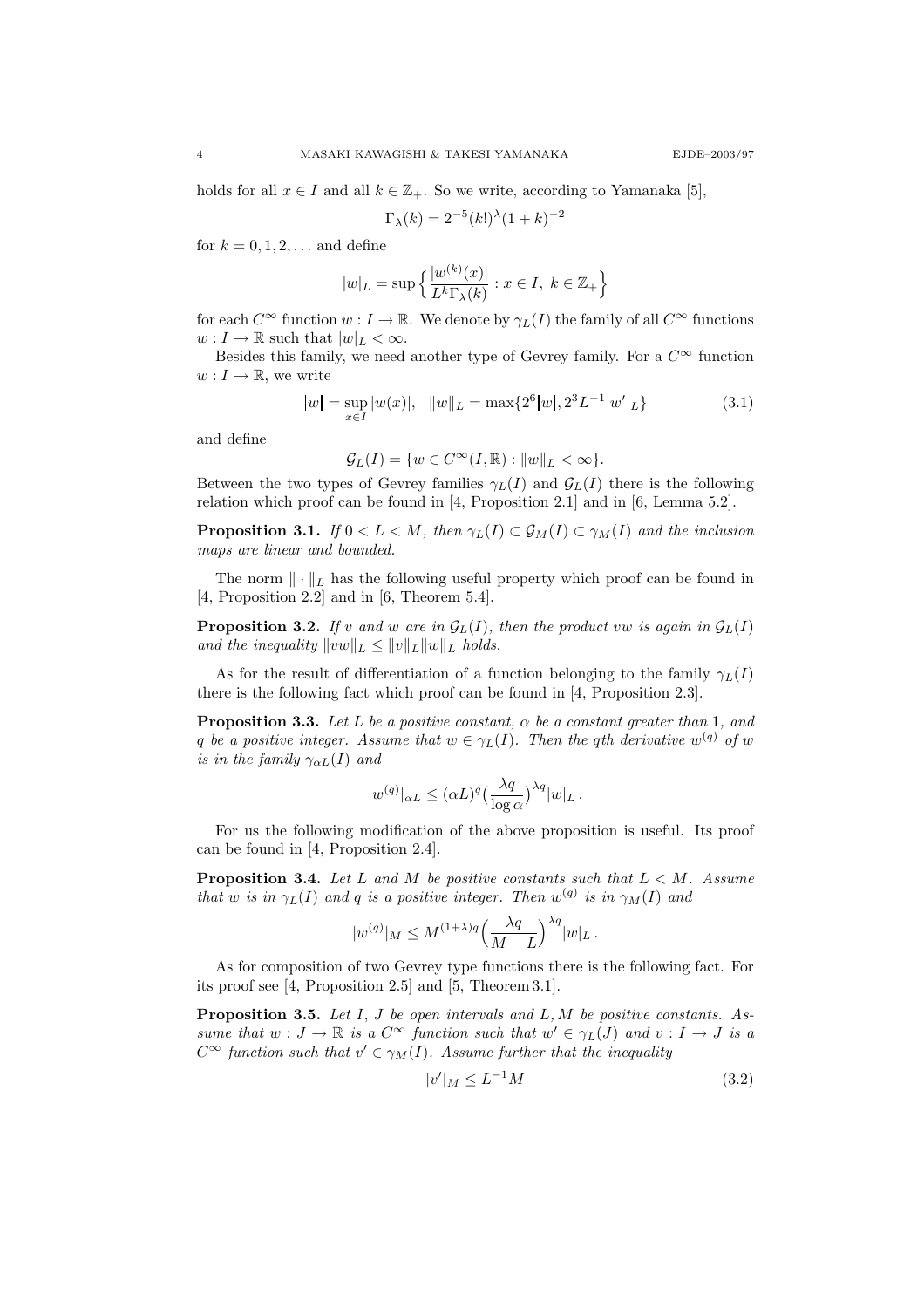holds for all $x \in I$ and all $k \in \mathbb{Z}_+$. So we write, according to Yamanaka [5],

$$\Gamma_\lambda(k) = 2^{-5}(k!)^\lambda(1+k)^{-2}$$

for $k = 0, 1, 2, \dots$ and define

$$|w|_L = \sup\Big\{\frac{|w^{(k)}(x)|}{L^k\Gamma_\lambda(k)} : x \in I,\ k \in \mathbb{Z}_+\Big\}$$

for each $C^\infty$ function $w : I \to \mathbb{R}$. We denote by $\gamma_L(I)$ the family of all $C^\infty$ functions $w : I \to \mathbb{R}$ such that $|w|_L < \infty$.

Besides this family, we need another type of Gevrey family. For a $C^\infty$ function $w : I \to \mathbb{R}$, we write

$$\lceil w \rceil = \sup_{x\in I}|w(x)|, \quad \|w\|_L = \max\{2^6\lceil w \rceil, 2^3L^{-1}|w'|_L\} \tag{3.1}$$

and define

$$\mathcal{G}_L(I) = \{w \in C^\infty(I,\mathbb{R}) : \|w\|_L < \infty\}.$$

Between the two types of Gevrey families $\gamma_L(I)$ and $\mathcal{G}_L(I)$ there is the following relation which proof can be found in [4, Proposition 2.1] and in [6, Lemma 5.2].

**Proposition 3.1.** *If $0 < L < M$, then $\gamma_L(I) \subset \mathcal{G}_M(I) \subset \gamma_M(I)$ and the inclusion maps are linear and bounded.*

The norm $\|\cdot\|_L$ has the following useful property which proof can be found in [4, Proposition 2.2] and in [6, Theorem 5.4].

**Proposition 3.2.** *If $v$ and $w$ are in $\mathcal{G}_L(I)$, then the product $vw$ is again in $\mathcal{G}_L(I)$ and the inequality $\|vw\|_L \le \|v\|_L\|w\|_L$ holds.*

As for the result of differentiation of a function belonging to the family $\gamma_L(I)$ there is the following fact which proof can be found in [4, Proposition 2.3].

**Proposition 3.3.** *Let $L$ be a positive constant, $\alpha$ be a constant greater than 1, and $q$ be a positive integer. Assume that $w \in \gamma_L(I)$. Then the $q$th derivative $w^{(q)}$ of $w$ is in the family $\gamma_{\alpha L}(I)$ and*

$$|w^{(q)}|_{\alpha L} \le (\alpha L)^q\Big(\frac{\lambda q}{\log\alpha}\Big)^{\lambda q}|w|_L\,.$$

For us the following modification of the above proposition is useful. Its proof can be found in [4, Proposition 2.4].

**Proposition 3.4.** *Let $L$ and $M$ be positive constants such that $L < M$. Assume that $w$ is in $\gamma_L(I)$ and $q$ is a positive integer. Then $w^{(q)}$ is in $\gamma_M(I)$ and*

$$|w^{(q)}|_M \le M^{(1+\lambda)q}\Big(\frac{\lambda q}{M-L}\Big)^{\lambda q}|w|_L\,.$$

As for composition of two Gevrey type functions there is the following fact. For its proof see [4, Proposition 2.5] and [5, Theorem 3.1].

**Proposition 3.5.** *Let $I$, $J$ be open intervals and $L, M$ be positive constants. Assume that $w : J \to \mathbb{R}$ is a $C^\infty$ function such that $w' \in \gamma_L(J)$ and $v : I \to J$ is a $C^\infty$ function such that $v' \in \gamma_M(I)$. Assume further that the inequality*

$$|v'|_M \le L^{-1}M \tag{3.2}$$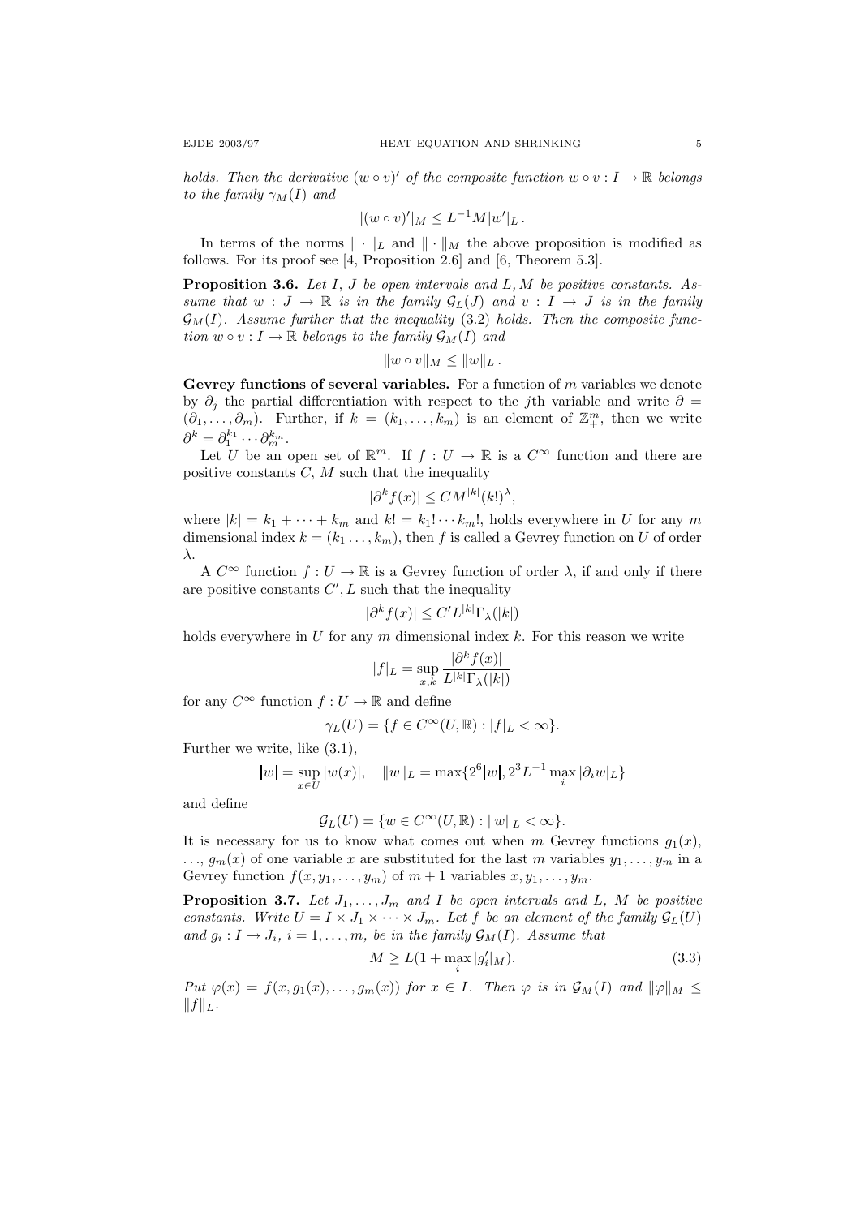*holds. Then the derivative $(w \circ v)'$ of the composite function $w \circ v : I \to \mathbb{R}$ belongs to the family $\gamma_M(I)$ and*

$$|(w \circ v)'|_M \leq L^{-1} M |w'|_L \,.$$

In terms of the norms $\| \cdot \|_L$ and $\| \cdot \|_M$ the above proposition is modified as follows. For its proof see [4, Proposition 2.6] and [6, Theorem 5.3].

**Proposition 3.6.** *Let $I$, $J$ be open intervals and $L, M$ be positive constants. Assume that $w : J \to \mathbb{R}$ is in the family $\mathcal{G}_L(J)$ and $v : I \to J$ is in the family $\mathcal{G}_M(I)$. Assume further that the inequality (3.2) holds. Then the composite function $w \circ v : I \to \mathbb{R}$ belongs to the family $\mathcal{G}_M(I)$ and*

$$\|w \circ v\|_M \leq \|w\|_L \,.$$

**Gevrey functions of several variables.** For a function of $m$ variables we denote by $\partial_j$ the partial differentiation with respect to the $j$th variable and write $\partial = (\partial_1, \dots, \partial_m)$. Further, if $k = (k_1, \dots, k_m)$ is an element of $\mathbb{Z}_+^m$, then we write $\partial^k = \partial_1^{k_1} \cdots \partial_m^{k_m}$.

Let $U$ be an open set of $\mathbb{R}^m$. If $f : U \to \mathbb{R}$ is a $C^\infty$ function and there are positive constants $C$, $M$ such that the inequality

$$|\partial^k f(x)| \leq C M^{|k|} (k!)^\lambda,$$

where $|k| = k_1 + \dots + k_m$ and $k! = k_1! \cdots k_m!$, holds everywhere in $U$ for any $m$ dimensional index $k = (k_1 \dots, k_m)$, then $f$ is called a Gevrey function on $U$ of order $\lambda$.

A $C^\infty$ function $f : U \to \mathbb{R}$ is a Gevrey function of order $\lambda$, if and only if there are positive constants $C', L$ such that the inequality

$$|\partial^k f(x)| \leq C' L^{|k|} \Gamma_\lambda(|k|)$$

holds everywhere in $U$ for any $m$ dimensional index $k$. For this reason we write

$$|f|_L = \sup_{x,k} \frac{|\partial^k f(x)|}{L^{|k|} \Gamma_\lambda(|k|)}$$

for any $C^\infty$ function $f : U \to \mathbb{R}$ and define

$$\gamma_L(U) = \{ f \in C^\infty(U, \mathbb{R}) : |f|_L < \infty \}.$$

Further we write, like (3.1),

$$|w| = \sup_{x \in U} |w(x)|, \quad \|w\|_L = \max\{2^6 |w|, 2^3 L^{-1} \max_i |\partial_i w|_L\}$$

and define

$$\mathcal{G}_L(U) = \{ w \in C^\infty(U, \mathbb{R}) : \|w\|_L < \infty \}.$$

It is necessary for us to know what comes out when $m$ Gevrey functions $g_1(x)$, $\dots$, $g_m(x)$ of one variable $x$ are substituted for the last $m$ variables $y_1, \dots, y_m$ in a Gevrey function $f(x, y_1, \dots, y_m)$ of $m+1$ variables $x, y_1, \dots, y_m$.

**Proposition 3.7.** *Let $J_1, \dots, J_m$ and $I$ be open intervals and $L$, $M$ be positive constants. Write $U = I \times J_1 \times \dots \times J_m$. Let $f$ be an element of the family $\mathcal{G}_L(U)$ and $g_i : I \to J_i$, $i = 1, \dots, m$, be in the family $\mathcal{G}_M(I)$. Assume that*

$$M \geq L(1 + \max_i |g_i'|_M). \tag{3.3}$$

*Put $\varphi(x) = f(x, g_1(x), \dots, g_m(x))$ for $x \in I$. Then $\varphi$ is in $\mathcal{G}_M(I)$ and $\|\varphi\|_M \leq \|f\|_L$.*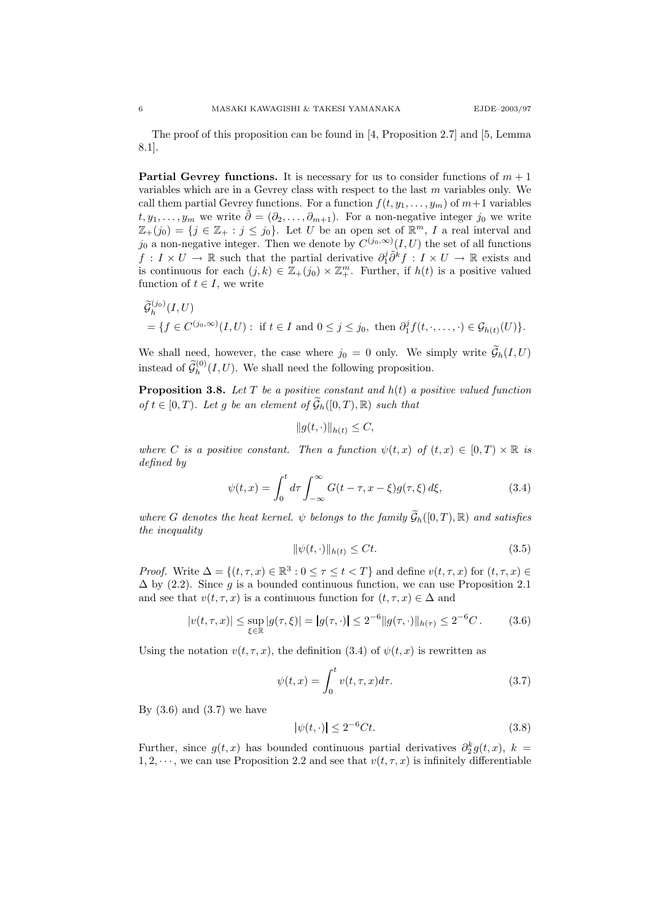The proof of this proposition can be found in [4, Proposition 2.7] and [5, Lemma 8.1].

**Partial Gevrey functions.** It is necessary for us to consider functions of $m+1$ variables which are in a Gevrey class with respect to the last $m$ variables only. We call them partial Gevrey functions. For a function $f(t, y_1, \dots, y_m)$ of $m+1$ variables $t, y_1, \dots, y_m$ we write $\tilde{\partial} = (\partial_2, \dots, \partial_{m+1})$. For a non-negative integer $j_0$ we write $\mathbb{Z}_+(j_0) = \{j \in \mathbb{Z}_+ : j \le j_0\}$. Let $U$ be an open set of $\mathbb{R}^m$, $I$ a real interval and $j_0$ a non-negative integer. Then we denote by $C^{(j_0,\infty)}(I, U)$ the set of all functions $f : I \times U \to \mathbb{R}$ such that the partial derivative $\partial_1^j \tilde{\partial}^k f : I \times U \to \mathbb{R}$ exists and is continuous for each $(j, k) \in \mathbb{Z}_+(j_0) \times \mathbb{Z}_+^m$. Further, if $h(t)$ is a positive valued function of $t \in I$, we write

$$
\begin{aligned}
&\widetilde{\mathcal{G}}_h^{(j_0)}(I, U) \\
&= \{f \in C^{(j_0,\infty)}(I, U) : \text{ if } t \in I \text{ and } 0 \le j \le j_0, \text{ then } \partial_1^j f(t, \cdot, \dots, \cdot) \in \mathcal{G}_{h(t)}(U)\}.
\end{aligned}
$$

We shall need, however, the case where $j_0 = 0$ only. We simply write $\widetilde{\mathcal{G}}_h(I, U)$ instead of $\widetilde{\mathcal{G}}_h^{(0)}(I, U)$. We shall need the following proposition.

**Proposition 3.8.** *Let $T$ be a positive constant and $h(t)$ a positive valued function of $t \in [0, T)$. Let $g$ be an element of $\widetilde{\mathcal{G}}_h([0, T), \mathbb{R})$ such that*

$$\|g(t, \cdot)\|_{h(t)} \le C,$$

*where $C$ is a positive constant. Then a function $\psi(t, x)$ of $(t, x) \in [0, T) \times \mathbb{R}$ is defined by*

$$\psi(t, x) = \int_0^t d\tau \int_{-\infty}^{\infty} G(t - \tau, x - \xi) g(\tau, \xi)\, d\xi, \tag{3.4}$$

*where $G$ denotes the heat kernel. $\psi$ belongs to the family $\widetilde{\mathcal{G}}_h([0, T), \mathbb{R})$ and satisfies the inequality*

$$\|\psi(t, \cdot)\|_{h(t)} \le Ct. \tag{3.5}$$

*Proof.* Write $\Delta = \{(t, \tau, x) \in \mathbb{R}^3 : 0 \le \tau \le t < T\}$ and define $v(t, \tau, x)$ for $(t, \tau, x) \in \Delta$ by (2.2). Since $g$ is a bounded continuous function, we can use Proposition 2.1 and see that $v(t, \tau, x)$ is a continuous function for $(t, \tau, x) \in \Delta$ and

$$|v(t, \tau, x)| \le \sup_{\xi \in \mathbb{R}} |g(\tau, \xi)| = |g(\tau, \cdot)| \le 2^{-6} \|g(\tau, \cdot)\|_{h(\tau)} \le 2^{-6} C. \tag{3.6}$$

Using the notation $v(t, \tau, x)$, the definition (3.4) of $\psi(t, x)$ is rewritten as

$$\psi(t, x) = \int_0^t v(t, \tau, x) d\tau. \tag{3.7}$$

By (3.6) and (3.7) we have

$$|\psi(t, \cdot)| \le 2^{-6} Ct. \tag{3.8}$$

Further, since $g(t, x)$ has bounded continuous partial derivatives $\partial_2^k g(t, x)$, $k = 1, 2, \cdots$, we can use Proposition 2.2 and see that $v(t, \tau, x)$ is infinitely differentiable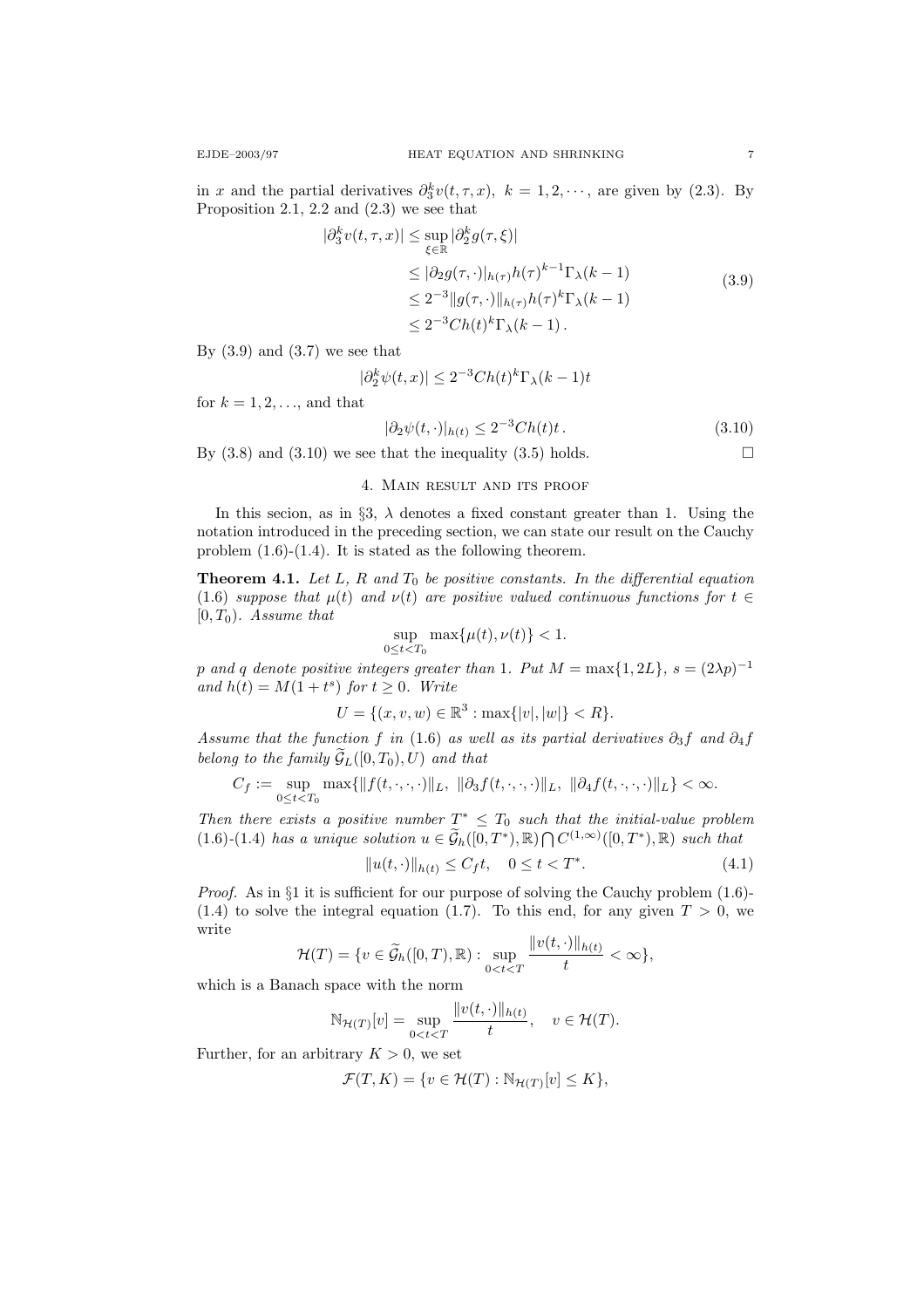in $x$ and the partial derivatives $\partial_3^k v(t,\tau,x)$, $k=1,2,\cdots$, are given by (2.3). By Proposition 2.1, 2.2 and (2.3) we see that

$$
\begin{aligned}
|\partial_3^k v(t,\tau,x)| &\le \sup_{\xi\in\mathbb{R}} |\partial_2^k g(\tau,\xi)| \\
&\le |\partial_2 g(\tau,\cdot)|_{h(\tau)} h(\tau)^{k-1}\Gamma_\lambda(k-1) \\
&\le 2^{-3}\|g(\tau,\cdot)\|_{h(\tau)} h(\tau)^{k}\Gamma_\lambda(k-1) \\
&\le 2^{-3} C h(t)^k \Gamma_\lambda(k-1)\,.
\end{aligned}
\tag{3.9}
$$

By (3.9) and (3.7) we see that

$$
|\partial_2^k \psi(t,x)| \le 2^{-3} C h(t)^k \Gamma_\lambda(k-1) t
$$

for $k=1,2,\ldots$, and that

$$
|\partial_2 \psi(t,\cdot)|_{h(t)} \le 2^{-3} C h(t) t\,. \tag{3.10}
$$

By (3.8) and (3.10) we see that the inequality (3.5) holds. $\square$

## 4. Main result and its proof

In this secion, as in §3, $\lambda$ denotes a fixed constant greater than 1. Using the notation introduced in the preceding section, we can state our result on the Cauchy problem (1.6)-(1.4). It is stated as the following theorem.

**Theorem 4.1.** *Let $L$, $R$ and $T_0$ be positive constants. In the differential equation (1.6) suppose that $\mu(t)$ and $\nu(t)$ are positive valued continuous functions for $t\in[0,T_0)$. Assume that*

$$
\sup_{0\le t<T_0} \max\{\mu(t),\nu(t)\} < 1.
$$

*$p$ and $q$ denote positive integers greater than 1. Put $M=\max\{1,2L\}$, $s=(2\lambda p)^{-1}$ and $h(t)=M(1+t^s)$ for $t\ge 0$. Write*

$$
U=\{(x,v,w)\in\mathbb{R}^3 : \max\{|v|,|w|\}<R\}.
$$

*Assume that the function $f$ in (1.6) as well as its partial derivatives $\partial_3 f$ and $\partial_4 f$ belong to the family $\widetilde{\mathcal{G}}_L([0,T_0),U)$ and that*

$$
C_f := \sup_{0\le t<T_0} \max\{\|f(t,\cdot,\cdot,\cdot)\|_L,\ \|\partial_3 f(t,\cdot,\cdot,\cdot)\|_L,\ \|\partial_4 f(t,\cdot,\cdot,\cdot)\|_L\} < \infty.
$$

*Then there exists a positive number $T^*\le T_0$ such that the initial-value problem (1.6)-(1.4) has a unique solution $u\in\widetilde{\mathcal{G}}_h([0,T^*),\mathbb{R})\bigcap C^{(1,\infty)}([0,T^*),\mathbb{R})$ such that*

$$
\|u(t,\cdot)\|_{h(t)} \le C_f t, \quad 0\le t<T^*. \tag{4.1}
$$

*Proof.* As in §1 it is sufficient for our purpose of solving the Cauchy problem (1.6)-(1.4) to solve the integral equation (1.7). To this end, for any given $T>0$, we write

$$
\mathcal{H}(T)=\{v\in\widetilde{\mathcal{G}}_h([0,T),\mathbb{R}) : \sup_{0<t<T}\frac{\|v(t,\cdot)\|_{h(t)}}{t}<\infty\},
$$

which is a Banach space with the norm

$$
\mathbb{N}_{\mathcal{H}(T)}[v]=\sup_{0<t<T}\frac{\|v(t,\cdot)\|_{h(t)}}{t}, \quad v\in\mathcal{H}(T).
$$

Further, for an arbitrary $K>0$, we set

$$
\mathcal{F}(T,K)=\{v\in\mathcal{H}(T) : \mathbb{N}_{\mathcal{H}(T)}[v]\le K\},
$$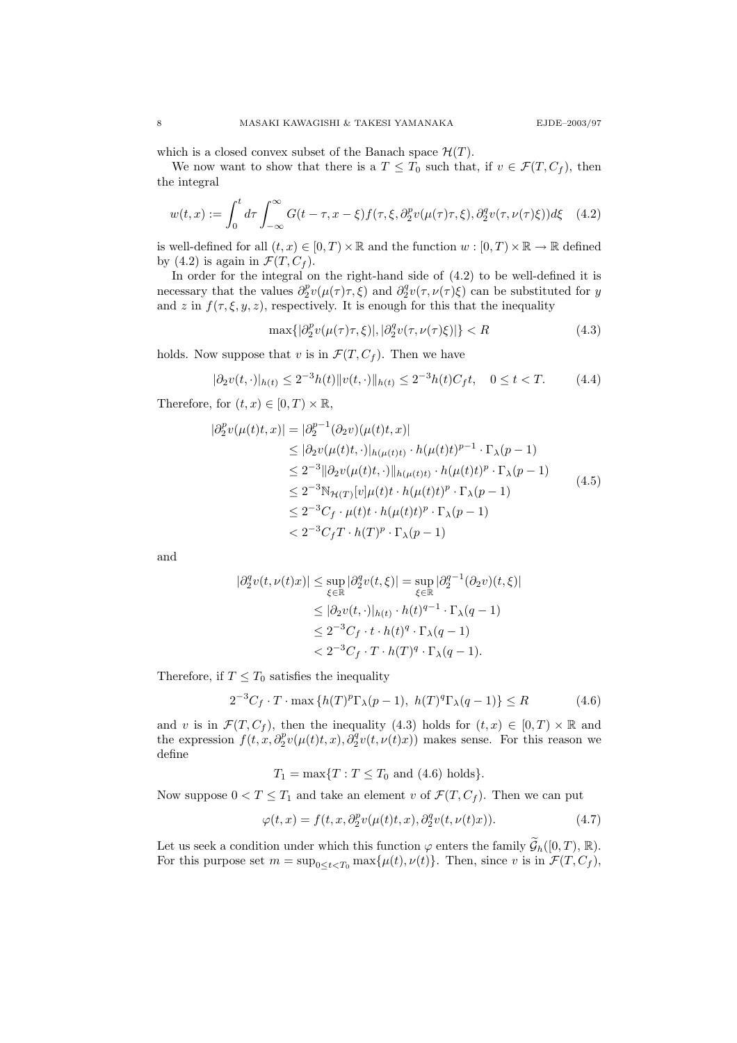which is a closed convex subset of the Banach space $\mathcal{H}(T)$.

We now want to show that there is a $T \le T_0$ such that, if $v \in \mathcal{F}(T, C_f)$, then the integral

$$w(t,x) := \int_0^t d\tau \int_{-\infty}^{\infty} G(t-\tau, x-\xi) f(\tau, \xi, \partial_2^p v(\mu(\tau)\tau, \xi), \partial_2^q v(\tau, \nu(\tau)\xi)) d\xi \tag{4.2}$$

is well-defined for all $(t,x) \in [0,T) \times \mathbb{R}$ and the function $w : [0,T) \times \mathbb{R} \to \mathbb{R}$ defined by (4.2) is again in $\mathcal{F}(T, C_f)$.

In order for the integral on the right-hand side of (4.2) to be well-defined it is necessary that the values $\partial_2^p v(\mu(\tau)\tau, \xi)$ and $\partial_2^q v(\tau, \nu(\tau)\xi)$ can be substituted for $y$ and $z$ in $f(\tau, \xi, y, z)$, respectively. It is enough for this that the inequality

$$\max\{|\partial_2^p v(\mu(\tau)\tau, \xi)|, |\partial_2^q v(\tau, \nu(\tau)\xi)|\} < R \tag{4.3}$$

holds. Now suppose that $v$ is in $\mathcal{F}(T, C_f)$. Then we have

$$|\partial_2 v(t, \cdot)|_{h(t)} \le 2^{-3} h(t) \|v(t, \cdot)\|_{h(t)} \le 2^{-3} h(t) C_f t, \quad 0 \le t < T. \tag{4.4}$$

Therefore, for $(t,x) \in [0,T) \times \mathbb{R}$,

$$\begin{aligned}
|\partial_2^p v(\mu(t)t, x)| &= |\partial_2^{p-1}(\partial_2 v)(\mu(t)t, x)| \\
&\le |\partial_2 v(\mu(t)t, \cdot)|_{h(\mu(t)t)} \cdot h(\mu(t)t)^{p-1} \cdot \Gamma_\lambda(p-1) \\
&\le 2^{-3} \|\partial_2 v(\mu(t)t, \cdot)\|_{h(\mu(t)t)} \cdot h(\mu(t)t)^p \cdot \Gamma_\lambda(p-1) \\
&\le 2^{-3} \mathbb{N}_{\mathcal{H}(T)}[v] \mu(t)t \cdot h(\mu(t)t)^p \cdot \Gamma_\lambda(p-1) \\
&\le 2^{-3} C_f \cdot \mu(t)t \cdot h(\mu(t)t)^p \cdot \Gamma_\lambda(p-1) \\
&< 2^{-3} C_f T \cdot h(T)^p \cdot \Gamma_\lambda(p-1)
\end{aligned} \tag{4.5}$$

and

$$\begin{aligned}
|\partial_2^q v(t, \nu(t)x)| \le \sup_{\xi \in \mathbb{R}} |\partial_2^q v(t, \xi)| &= \sup_{\xi \in \mathbb{R}} |\partial_2^{q-1}(\partial_2 v)(t, \xi)| \\
&\le |\partial_2 v(t, \cdot)|_{h(t)} \cdot h(t)^{q-1} \cdot \Gamma_\lambda(q-1) \\
&\le 2^{-3} C_f \cdot t \cdot h(t)^q \cdot \Gamma_\lambda(q-1) \\
&< 2^{-3} C_f \cdot T \cdot h(T)^q \cdot \Gamma_\lambda(q-1).
\end{aligned}$$

Therefore, if $T \le T_0$ satisfies the inequality

$$2^{-3} C_f \cdot T \cdot \max\{h(T)^p \Gamma_\lambda(p-1),\ h(T)^q \Gamma_\lambda(q-1)\} \le R \tag{4.6}$$

and $v$ is in $\mathcal{F}(T, C_f)$, then the inequality (4.3) holds for $(t,x) \in [0,T) \times \mathbb{R}$ and the expression $f(t, x, \partial_2^p v(\mu(t)t, x), \partial_2^q v(t, \nu(t)x))$ makes sense. For this reason we define

$$T_1 = \max\{T : T \le T_0 \text{ and (4.6) holds}\}.$$

Now suppose $0 < T \le T_1$ and take an element $v$ of $\mathcal{F}(T, C_f)$. Then we can put

$$\varphi(t,x) = f(t, x, \partial_2^p v(\mu(t)t, x), \partial_2^q v(t, \nu(t)x)). \tag{4.7}$$

Let us seek a condition under which this function $\varphi$ enters the family $\widetilde{\mathcal{G}}_h([0,T), \mathbb{R})$. For this purpose set $m = \sup_{0 \le t < T_0} \max\{\mu(t), \nu(t)\}$. Then, since $v$ is in $\mathcal{F}(T, C_f)$,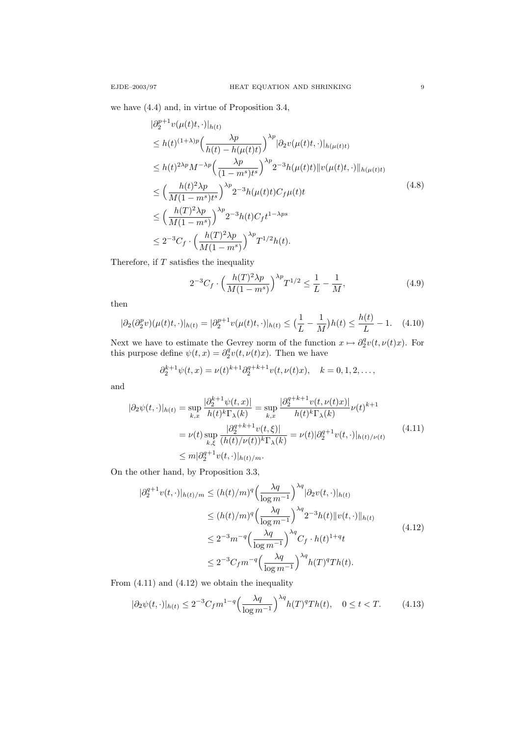we have (4.4) and, in virtue of Proposition 3.4,

$$
\begin{aligned}
&|\partial_2^{p+1} v(\mu(t)t,\cdot)|_{h(t)} \\
&\le h(t)^{(1+\lambda)p}\Big(\frac{\lambda p}{h(t)-h(\mu(t)t)}\Big)^{\lambda p} |\partial_2 v(\mu(t)t,\cdot)|_{h(\mu(t)t)} \\
&\le h(t)^{2\lambda p} M^{-\lambda p}\Big(\frac{\lambda p}{(1-m^s)t^s}\Big)^{\lambda p} 2^{-3} h(\mu(t)t)\|v(\mu(t)t,\cdot)\|_{h(\mu(t)t)} \\
&\le \Big(\frac{h(t)^2\lambda p}{M(1-m^s)t^s}\Big)^{\lambda p} 2^{-3} h(\mu(t)t) C_f \mu(t)t \\
&\le \Big(\frac{h(T)^2\lambda p}{M(1-m^s)}\Big)^{\lambda p} 2^{-3} h(t) C_f t^{1-\lambda p s} \\
&\le 2^{-3} C_f \cdot \Big(\frac{h(T)^2\lambda p}{M(1-m^s)}\Big)^{\lambda p} T^{1/2} h(t).
\end{aligned}
\tag{4.8}
$$

Therefore, if $T$ satisfies the inequality

$$
2^{-3} C_f \cdot \Big(\frac{h(T)^2\lambda p}{M(1-m^s)}\Big)^{\lambda p} T^{1/2} \le \frac{1}{L} - \frac{1}{M}, \tag{4.9}
$$

then

$$
|\partial_2(\partial_2^p v)(\mu(t)t,\cdot)|_{h(t)} = |\partial_2^{p+1} v(\mu(t)t,\cdot)|_{h(t)} \le \big(\frac{1}{L}-\frac{1}{M}\big)h(t) \le \frac{h(t)}{L} - 1. \tag{4.10}
$$

Next we have to estimate the Gevrey norm of the function $x \mapsto \partial_2^q v(t,\nu(t)x)$. For this purpose define $\psi(t,x) = \partial_2^q v(t,\nu(t)x)$. Then we have

$$
\partial_2^{k+1}\psi(t,x) = \nu(t)^{k+1}\partial_2^{q+k+1} v(t,\nu(t)x), \quad k = 0,1,2,\dots,
$$

and

$$
\begin{aligned}
|\partial_2\psi(t,\cdot)|_{h(t)} &= \sup_{k,x}\frac{|\partial_2^{k+1}\psi(t,x)|}{h(t)^k\Gamma_\lambda(k)} = \sup_{k,x}\frac{|\partial_2^{q+k+1} v(t,\nu(t)x)|}{h(t)^k\Gamma_\lambda(k)}\nu(t)^{k+1} \\
&= \nu(t)\sup_{k,\xi}\frac{|\partial_2^{q+k+1} v(t,\xi)|}{(h(t)/\nu(t))^k\Gamma_\lambda(k)} = \nu(t)|\partial_2^{q+1} v(t,\cdot)|_{h(t)/\nu(t)} \\
&\le m|\partial_2^{q+1} v(t,\cdot)|_{h(t)/m}.
\end{aligned}
\tag{4.11}
$$

On the other hand, by Proposition 3.3,

$$
\begin{aligned}
|\partial_2^{q+1} v(t,\cdot)|_{h(t)/m} &\le (h(t)/m)^q\Big(\frac{\lambda q}{\log m^{-1}}\Big)^{\lambda q}|\partial_2 v(t,\cdot)|_{h(t)} \\
&\le (h(t)/m)^q\Big(\frac{\lambda q}{\log m^{-1}}\Big)^{\lambda q} 2^{-3} h(t)\|v(t,\cdot)\|_{h(t)} \\
&\le 2^{-3} m^{-q}\Big(\frac{\lambda q}{\log m^{-1}}\Big)^{\lambda q} C_f \cdot h(t)^{1+q} t \\
&\le 2^{-3} C_f m^{-q}\Big(\frac{\lambda q}{\log m^{-1}}\Big)^{\lambda q} h(T)^q T h(t).
\end{aligned}
\tag{4.12}
$$

From (4.11) and (4.12) we obtain the inequality

$$
|\partial_2\psi(t,\cdot)|_{h(t)} \le 2^{-3} C_f m^{1-q}\Big(\frac{\lambda q}{\log m^{-1}}\Big)^{\lambda q} h(T)^q T h(t), \quad 0 \le t < T. \tag{4.13}
$$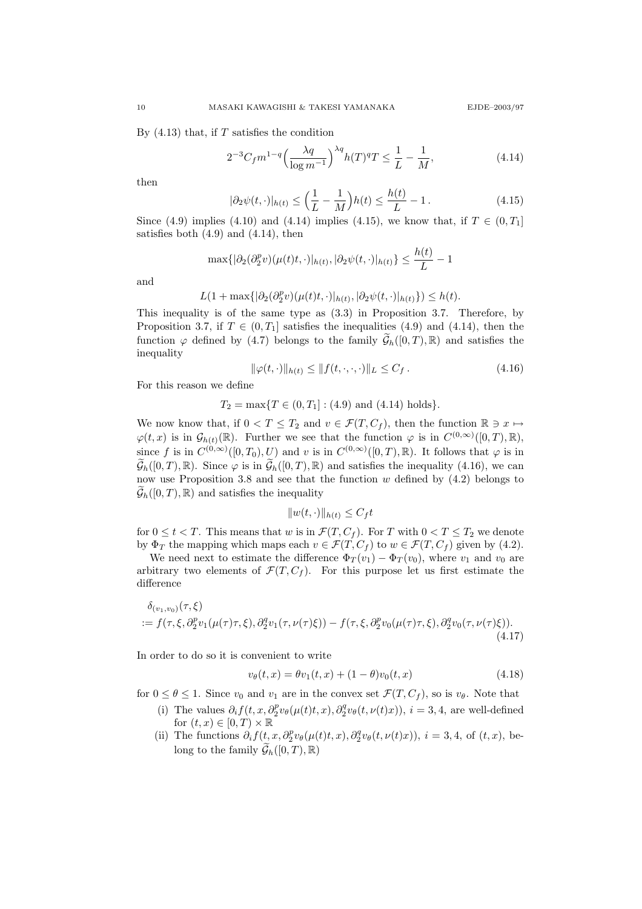By (4.13) that, if $T$ satisfies the condition

$$2^{-3}C_f m^{1-q}\Big(\frac{\lambda q}{\log m^{-1}}\Big)^{\lambda q} h(T)^q T \le \frac{1}{L} - \frac{1}{M}, \tag{4.14}$$

then

$$|\partial_2\psi(t,\cdot)|_{h(t)} \le \Big(\frac{1}{L} - \frac{1}{M}\Big)h(t) \le \frac{h(t)}{L} - 1\,. \tag{4.15}$$

Since (4.9) implies (4.10) and (4.14) implies (4.15), we know that, if $T \in (0, T_1]$ satisfies both (4.9) and (4.14), then

$$\max\{|\partial_2(\partial_2^p v)(\mu(t)t,\cdot)|_{h(t)}, |\partial_2\psi(t,\cdot)|_{h(t)}\} \le \frac{h(t)}{L} - 1$$

and

$$L(1 + \max\{|\partial_2(\partial_2^p v)(\mu(t)t,\cdot)|_{h(t)}, |\partial_2\psi(t,\cdot)|_{h(t)}\}) \le h(t).$$

This inequality is of the same type as (3.3) in Proposition 3.7. Therefore, by Proposition 3.7, if $T \in (0, T_1]$ satisfies the inequalities (4.9) and (4.14), then the function $\varphi$ defined by (4.7) belongs to the family $\widetilde{\mathcal{G}}_h([0,T),\mathbb{R})$ and satisfies the inequality

$$\|\varphi(t,\cdot)\|_{h(t)} \le \|f(t,\cdot,\cdot,\cdot)\|_L \le C_f\,. \tag{4.16}$$

For this reason we define

$$T_2 = \max\{T \in (0, T_1] : \text{(4.9) and (4.14) holds}\}.$$

We now know that, if $0 < T \le T_2$ and $v \in \mathcal{F}(T, C_f)$, then the function $\mathbb{R} \ni x \mapsto \varphi(t,x)$ is in $\mathcal{G}_{h(t)}(\mathbb{R})$. Further we see that the function $\varphi$ is in $C^{(0,\infty)}([0,T),\mathbb{R})$, since $f$ is in $C^{(0,\infty)}([0,T_0),U)$ and $v$ is in $C^{(0,\infty)}([0,T),\mathbb{R})$. It follows that $\varphi$ is in $\widetilde{\mathcal{G}}_h([0,T),\mathbb{R})$. Since $\varphi$ is in $\widetilde{\mathcal{G}}_h([0,T),\mathbb{R})$ and satisfies the inequality (4.16), we can now use Proposition 3.8 and see that the function $w$ defined by (4.2) belongs to $\widetilde{\mathcal{G}}_h([0,T),\mathbb{R})$ and satisfies the inequality

$$\|w(t,\cdot)\|_{h(t)} \le C_f t$$

for $0 \le t < T$. This means that $w$ is in $\mathcal{F}(T, C_f)$. For $T$ with $0 < T \le T_2$ we denote by $\Phi_T$ the mapping which maps each $v \in \mathcal{F}(T, C_f)$ to $w \in \mathcal{F}(T, C_f)$ given by (4.2).

We need next to estimate the difference $\Phi_T(v_1) - \Phi_T(v_0)$, where $v_1$ and $v_0$ are arbitrary two elements of $\mathcal{F}(T, C_f)$. For this purpose let us first estimate the difference

$$\begin{aligned}&\delta_{(v_1,v_0)}(\tau,\xi)\\ &:= f(\tau,\xi,\partial_2^p v_1(\mu(\tau)\tau,\xi),\partial_2^q v_1(\tau,\nu(\tau)\xi)) - f(\tau,\xi,\partial_2^p v_0(\mu(\tau)\tau,\xi),\partial_2^q v_0(\tau,\nu(\tau)\xi)).\end{aligned} \tag{4.17}$$

In order to do so it is convenient to write

$$v_\theta(t,x) = \theta v_1(t,x) + (1-\theta)v_0(t,x) \tag{4.18}$$

for $0 \le \theta \le 1$. Since $v_0$ and $v_1$ are in the convex set $\mathcal{F}(T, C_f)$, so is $v_\theta$. Note that

- (i) The values $\partial_i f(t,x,\partial_2^p v_\theta(\mu(t)t,x),\partial_2^q v_\theta(t,\nu(t)x))$, $i = 3, 4$, are well-defined for $(t,x) \in [0,T) \times \mathbb{R}$
- (ii) The functions $\partial_i f(t,x,\partial_2^p v_\theta(\mu(t)t,x),\partial_2^q v_\theta(t,\nu(t)x))$, $i = 3, 4$, of $(t,x)$, belong to the family $\widetilde{\mathcal{G}}_h([0,T),\mathbb{R})$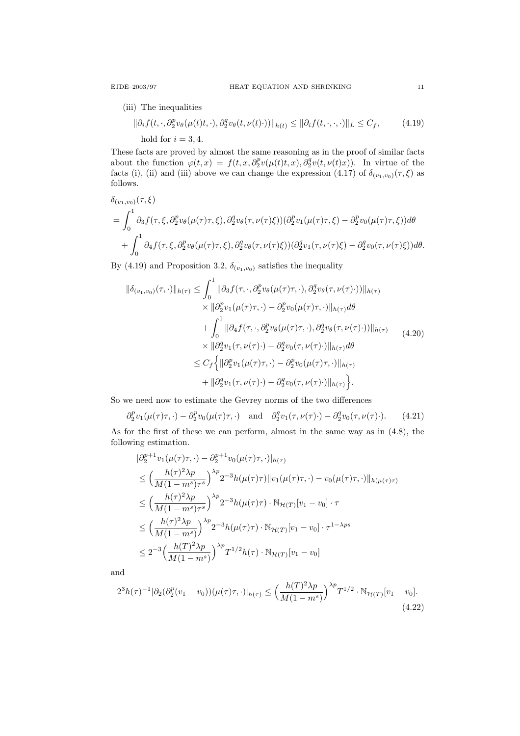(iii) The inequalities

$$\|\partial_i f(t,\cdot,\partial_2^p v_\theta(\mu(t)t,\cdot),\partial_2^q v_\theta(t,\nu(t)\cdot))\|_{h(t)} \le \|\partial_i f(t,\cdot,\cdot,\cdot)\|_L \le C_f, \tag{4.19}$$

hold for $i = 3, 4$.

These facts are proved by almost the same reasoning as in the proof of similar facts about the function $\varphi(t,x) = f(t,x,\partial_2^p v(\mu(t)t,x),\partial_2^q v(t,\nu(t)x))$. In virtue of the facts (i), (ii) and (iii) above we can change the expression (4.17) of $\delta_{(v_1,v_0)}(\tau,\xi)$ as follows.

$$\begin{aligned}
&\delta_{(v_1,v_0)}(\tau,\xi)\\
&= \int_0^1 \partial_3 f(\tau,\xi,\partial_2^p v_\theta(\mu(\tau)\tau,\xi),\partial_2^q v_\theta(\tau,\nu(\tau)\xi))(\partial_2^p v_1(\mu(\tau)\tau,\xi)-\partial_2^p v_0(\mu(\tau)\tau,\xi))d\theta\\
&\quad+\int_0^1 \partial_4 f(\tau,\xi,\partial_2^p v_\theta(\mu(\tau)\tau,\xi),\partial_2^q v_\theta(\tau,\nu(\tau)\xi))(\partial_2^q v_1(\tau,\nu(\tau)\xi)-\partial_2^q v_0(\tau,\nu(\tau)\xi))d\theta.
\end{aligned}$$

By (4.19) and Proposition 3.2, $\delta_{(v_1,v_0)}$ satisfies the inequality

$$\begin{aligned}
\|\delta_{(v_1,v_0)}(\tau,\cdot)\|_{h(\tau)} &\le \int_0^1 \|\partial_3 f(\tau,\cdot,\partial_2^p v_\theta(\mu(\tau)\tau,\cdot),\partial_2^q v_\theta(\tau,\nu(\tau)\cdot))\|_{h(\tau)}\\
&\quad\times\|\partial_2^p v_1(\mu(\tau)\tau,\cdot)-\partial_2^p v_0(\mu(\tau)\tau,\cdot)\|_{h(\tau)}d\theta\\
&\quad+\int_0^1 \|\partial_4 f(\tau,\cdot,\partial_2^p v_\theta(\mu(\tau)\tau,\cdot),\partial_2^q v_\theta(\tau,\nu(\tau)\cdot))\|_{h(\tau)}\\
&\quad\times\|\partial_2^q v_1(\tau,\nu(\tau)\cdot)-\partial_2^q v_0(\tau,\nu(\tau)\cdot)\|_{h(\tau)}d\theta\\
&\le C_f\Big\{\|\partial_2^p v_1(\mu(\tau)\tau,\cdot)-\partial_2^p v_0(\mu(\tau)\tau,\cdot)\|_{h(\tau)}\\
&\quad+\|\partial_2^q v_1(\tau,\nu(\tau)\cdot)-\partial_2^q v_0(\tau,\nu(\tau)\cdot)\|_{h(\tau)}\Big\}.
\end{aligned}\tag{4.20}$$

So we need now to estimate the Gevrey norms of the two differences

$$\partial_2^p v_1(\mu(\tau)\tau,\cdot)-\partial_2^p v_0(\mu(\tau)\tau,\cdot) \quad\text{and}\quad \partial_2^q v_1(\tau,\nu(\tau)\cdot)-\partial_2^q v_0(\tau,\nu(\tau)\cdot). \tag{4.21}$$

As for the first of these we can perform, almost in the same way as in (4.8), the following estimation.

$$\begin{aligned}
&|\partial_2^{p+1} v_1(\mu(\tau)\tau,\cdot)-\partial_2^{p+1} v_0(\mu(\tau)\tau,\cdot)|_{h(\tau)}\\
&\le \Big(\frac{h(\tau)^2\lambda p}{M(1-m^s)\tau^s}\Big)^{\lambda p}2^{-3}h(\mu(\tau)\tau)\|v_1(\mu(\tau)\tau,\cdot)-v_0(\mu(\tau)\tau,\cdot)\|_{h(\mu(\tau)\tau)}\\
&\le \Big(\frac{h(\tau)^2\lambda p}{M(1-m^s)\tau^s}\Big)^{\lambda p}2^{-3}h(\mu(\tau)\tau)\cdot\mathbb{N}_{\mathcal{H}(T)}[v_1-v_0]\cdot\tau\\
&\le \Big(\frac{h(\tau)^2\lambda p}{M(1-m^s)}\Big)^{\lambda p}2^{-3}h(\mu(\tau)\tau)\cdot\mathbb{N}_{\mathcal{H}(T)}[v_1-v_0]\cdot\tau^{1-\lambda ps}\\
&\le 2^{-3}\Big(\frac{h(T)^2\lambda p}{M(1-m^s)}\Big)^{\lambda p}T^{1/2}h(\tau)\cdot\mathbb{N}_{\mathcal{H}(T)}[v_1-v_0]
\end{aligned}$$

and

$$2^3h(\tau)^{-1}|\partial_2(\partial_2^p(v_1-v_0))(\mu(\tau)\tau,\cdot)|_{h(\tau)} \le \Big(\frac{h(T)^2\lambda p}{M(1-m^s)}\Big)^{\lambda p}T^{1/2}\cdot\mathbb{N}_{\mathcal{H}(T)}[v_1-v_0]. \tag{4.22}$$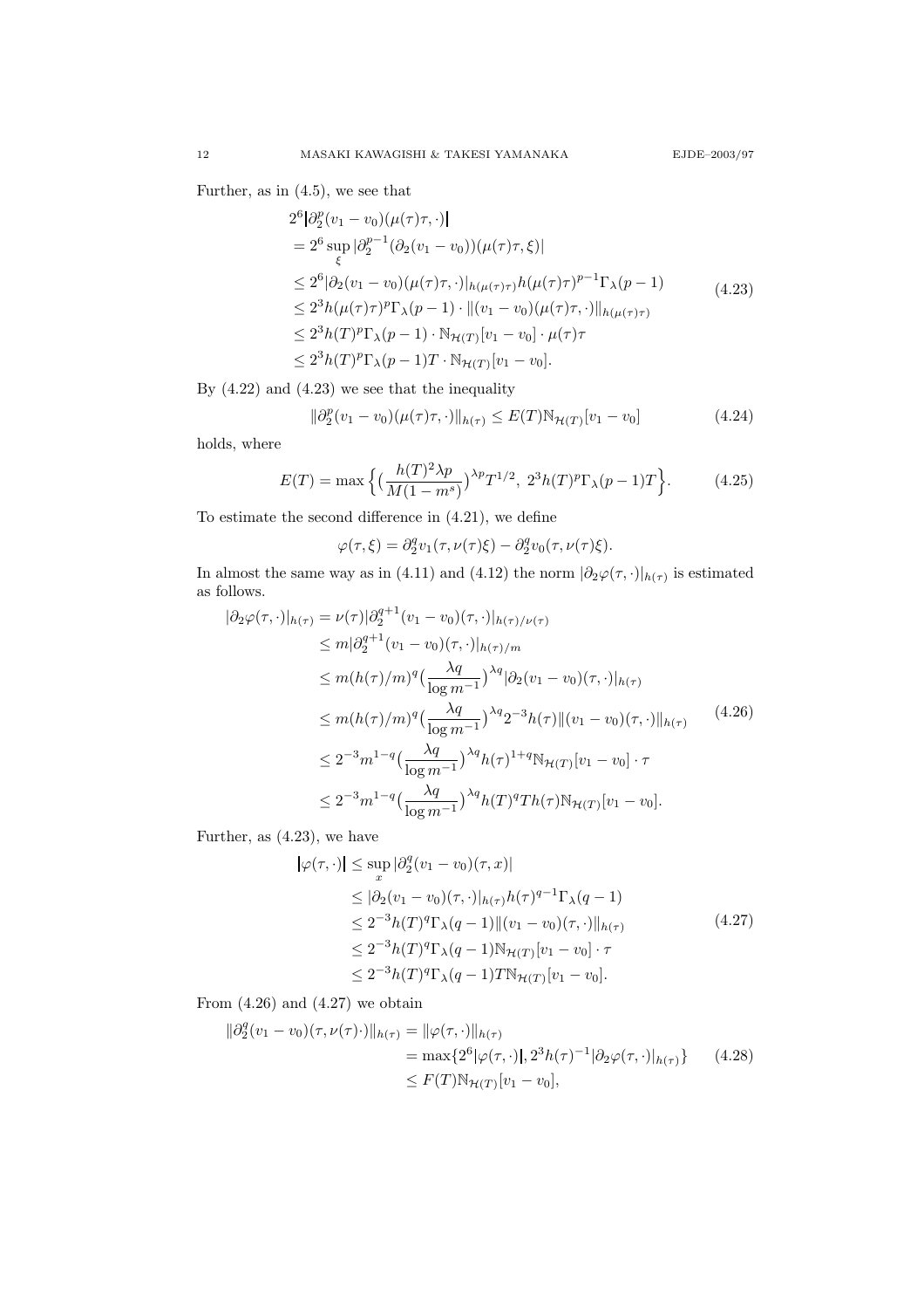Further, as in (4.5), we see that

$$
\begin{aligned}
&2^6|\partial_2^p(v_1-v_0)(\mu(\tau)\tau,\cdot)| \\
&= 2^6\sup_{\xi}|\partial_2^{p-1}(\partial_2(v_1-v_0))(\mu(\tau)\tau,\xi)| \\
&\le 2^6|\partial_2(v_1-v_0)(\mu(\tau)\tau,\cdot)|_{h(\mu(\tau)\tau)}h(\mu(\tau)\tau)^{p-1}\Gamma_\lambda(p-1) \\
&\le 2^3h(\mu(\tau)\tau)^p\Gamma_\lambda(p-1)\cdot\|(v_1-v_0)(\mu(\tau)\tau,\cdot)\|_{h(\mu(\tau)\tau)} \\
&\le 2^3h(T)^p\Gamma_\lambda(p-1)\cdot\mathbb{N}_{\mathcal{H}(T)}[v_1-v_0]\cdot\mu(\tau)\tau \\
&\le 2^3h(T)^p\Gamma_\lambda(p-1)T\cdot\mathbb{N}_{\mathcal{H}(T)}[v_1-v_0].
\end{aligned}
\tag{4.23}
$$

By (4.22) and (4.23) we see that the inequality

$$
\|\partial_2^p(v_1-v_0)(\mu(\tau)\tau,\cdot)\|_{h(\tau)} \le E(T)\mathbb{N}_{\mathcal{H}(T)}[v_1-v_0] \tag{4.24}
$$

holds, where

$$
E(T)=\max\Big\{\big(\frac{h(T)^2\lambda p}{M(1-m^s)}\big)^{\lambda p}T^{1/2},\ 2^3h(T)^p\Gamma_\lambda(p-1)T\Big\}. \tag{4.25}
$$

To estimate the second difference in (4.21), we define

$$
\varphi(\tau,\xi)=\partial_2^q v_1(\tau,\nu(\tau)\xi)-\partial_2^q v_0(\tau,\nu(\tau)\xi).
$$

In almost the same way as in (4.11) and (4.12) the norm $|\partial_2\varphi(\tau,\cdot)|_{h(\tau)}$ is estimated as follows.

$$
\begin{aligned}
|\partial_2\varphi(\tau,\cdot)|_{h(\tau)} &= \nu(\tau)|\partial_2^{q+1}(v_1-v_0)(\tau,\cdot)|_{h(\tau)/\nu(\tau)} \\
&\le m|\partial_2^{q+1}(v_1-v_0)(\tau,\cdot)|_{h(\tau)/m} \\
&\le m(h(\tau)/m)^q\big(\frac{\lambda q}{\log m^{-1}}\big)^{\lambda q}|\partial_2(v_1-v_0)(\tau,\cdot)|_{h(\tau)} \\
&\le m(h(\tau)/m)^q\big(\frac{\lambda q}{\log m^{-1}}\big)^{\lambda q}2^{-3}h(\tau)\|(v_1-v_0)(\tau,\cdot)\|_{h(\tau)} \\
&\le 2^{-3}m^{1-q}\big(\frac{\lambda q}{\log m^{-1}}\big)^{\lambda q}h(\tau)^{1+q}\mathbb{N}_{\mathcal{H}(T)}[v_1-v_0]\cdot\tau \\
&\le 2^{-3}m^{1-q}\big(\frac{\lambda q}{\log m^{-1}}\big)^{\lambda q}h(T)^qTh(\tau)\mathbb{N}_{\mathcal{H}(T)}[v_1-v_0].
\end{aligned}
\tag{4.26}
$$

Further, as (4.23), we have

$$
\begin{aligned}
|\varphi(\tau,\cdot)| &\le \sup_x|\partial_2^q(v_1-v_0)(\tau,x)| \\
&\le |\partial_2(v_1-v_0)(\tau,\cdot)|_{h(\tau)}h(\tau)^{q-1}\Gamma_\lambda(q-1) \\
&\le 2^{-3}h(T)^q\Gamma_\lambda(q-1)\|(v_1-v_0)(\tau,\cdot)\|_{h(\tau)} \\
&\le 2^{-3}h(T)^q\Gamma_\lambda(q-1)\mathbb{N}_{\mathcal{H}(T)}[v_1-v_0]\cdot\tau \\
&\le 2^{-3}h(T)^q\Gamma_\lambda(q-1)T\mathbb{N}_{\mathcal{H}(T)}[v_1-v_0].
\end{aligned}
\tag{4.27}
$$

From (4.26) and (4.27) we obtain

$$
\begin{aligned}
\|\partial_2^q(v_1-v_0)(\tau,\nu(\tau)\cdot)\|_{h(\tau)} &= \|\varphi(\tau,\cdot)\|_{h(\tau)} \\
&= \max\{2^6|\varphi(\tau,\cdot)|, 2^3h(\tau)^{-1}|\partial_2\varphi(\tau,\cdot)|_{h(\tau)}\} \\
&\le F(T)\mathbb{N}_{\mathcal{H}(T)}[v_1-v_0],
\end{aligned}
\tag{4.28}
$$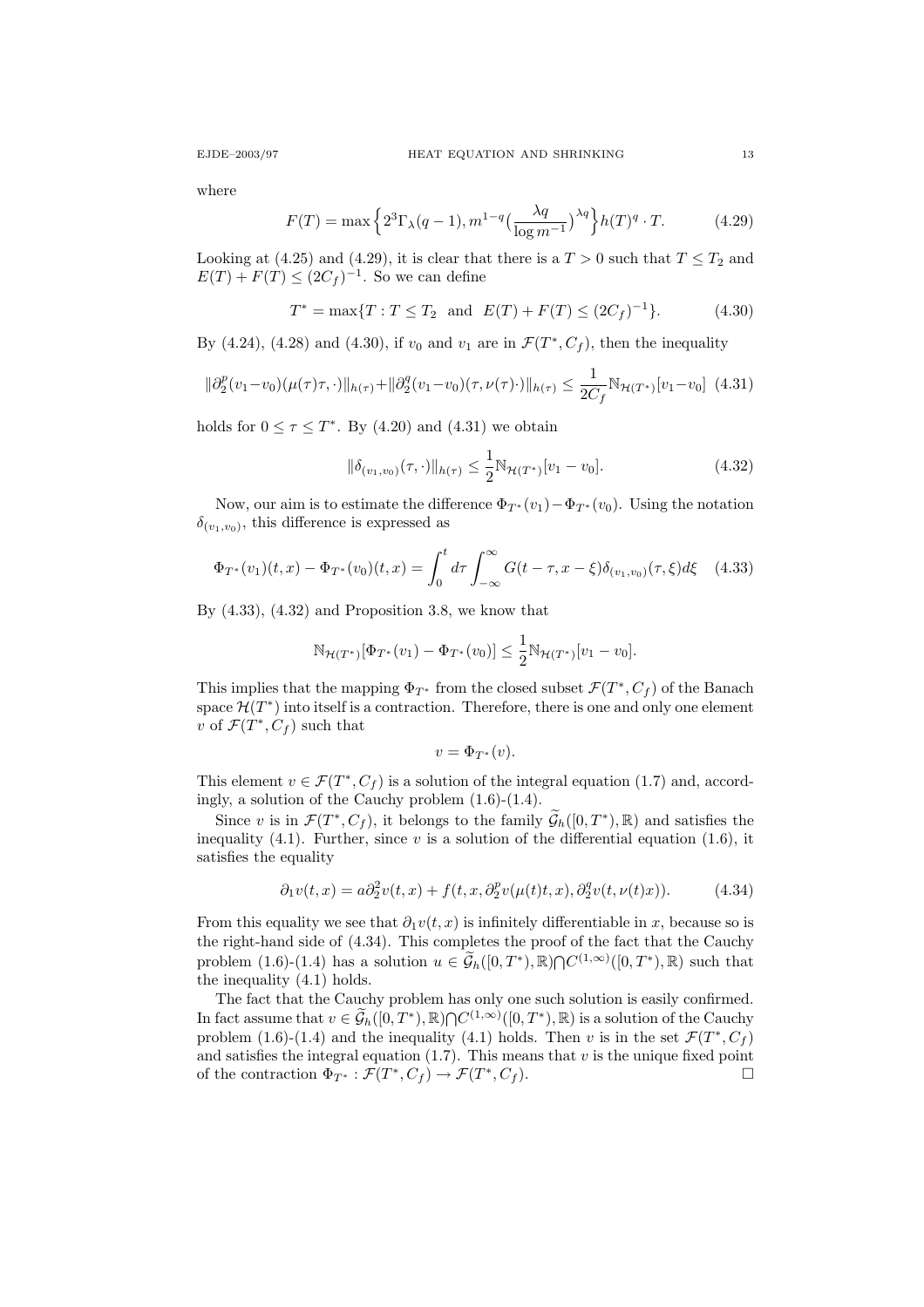where

$$F(T) = \max\Big\{2^3\Gamma_\lambda(q-1), m^{1-q}\big(\frac{\lambda q}{\log m^{-1}}\big)^{\lambda q}\Big\} h(T)^q \cdot T. \tag{4.29}$$

Looking at (4.25) and (4.29), it is clear that there is a $T > 0$ such that $T \le T_2$ and $E(T) + F(T) \le (2C_f)^{-1}$. So we can define

$$T^* = \max\{T : T \le T_2 \ \text{ and } \ E(T) + F(T) \le (2C_f)^{-1}\}. \tag{4.30}$$

By (4.24), (4.28) and (4.30), if $v_0$ and $v_1$ are in $\mathcal{F}(T^*, C_f)$, then the inequality

$$\|\partial_2^p(v_1-v_0)(\mu(\tau)\tau,\cdot)\|_{h(\tau)} + \|\partial_2^q(v_1-v_0)(\tau,\nu(\tau)\cdot)\|_{h(\tau)} \le \frac{1}{2C_f}\mathbb{N}_{\mathcal{H}(T^*)}[v_1-v_0] \tag{4.31}$$

holds for $0 \le \tau \le T^*$. By (4.20) and (4.31) we obtain

$$\|\delta_{(v_1,v_0)}(\tau,\cdot)\|_{h(\tau)} \le \frac{1}{2}\mathbb{N}_{\mathcal{H}(T^*)}[v_1 - v_0]. \tag{4.32}$$

Now, our aim is to estimate the difference $\Phi_{T^*}(v_1) - \Phi_{T^*}(v_0)$. Using the notation $\delta_{(v_1,v_0)}$, this difference is expressed as

$$\Phi_{T^*}(v_1)(t,x) - \Phi_{T^*}(v_0)(t,x) = \int_0^t d\tau \int_{-\infty}^{\infty} G(t-\tau, x-\xi)\delta_{(v_1,v_0)}(\tau,\xi)d\xi \tag{4.33}$$

By (4.33), (4.32) and Proposition 3.8, we know that

$$\mathbb{N}_{\mathcal{H}(T^*)}[\Phi_{T^*}(v_1) - \Phi_{T^*}(v_0)] \le \frac{1}{2}\mathbb{N}_{\mathcal{H}(T^*)}[v_1 - v_0].$$

This implies that the mapping $\Phi_{T^*}$ from the closed subset $\mathcal{F}(T^*, C_f)$ of the Banach space $\mathcal{H}(T^*)$ into itself is a contraction. Therefore, there is one and only one element $v$ of $\mathcal{F}(T^*, C_f)$ such that

$$v = \Phi_{T^*}(v).$$

This element $v \in \mathcal{F}(T^*, C_f)$ is a solution of the integral equation (1.7) and, accordingly, a solution of the Cauchy problem (1.6)-(1.4).

Since $v$ is in $\mathcal{F}(T^*, C_f)$, it belongs to the family $\widetilde{\mathcal{G}}_h([0,T^*),\mathbb{R})$ and satisfies the inequality (4.1). Further, since $v$ is a solution of the differential equation (1.6), it satisfies the equality

$$\partial_1 v(t,x) = a\partial_2^2 v(t,x) + f(t,x,\partial_2^p v(\mu(t)t,x), \partial_2^q v(t,\nu(t)x)). \tag{4.34}$$

From this equality we see that $\partial_1 v(t,x)$ is infinitely differentiable in $x$, because so is the right-hand side of (4.34). This completes the proof of the fact that the Cauchy problem (1.6)-(1.4) has a solution $u \in \widetilde{\mathcal{G}}_h([0,T^*),\mathbb{R}) \bigcap C^{(1,\infty)}([0,T^*),\mathbb{R})$ such that the inequality (4.1) holds.

The fact that the Cauchy problem has only one such solution is easily confirmed. In fact assume that $v \in \widetilde{\mathcal{G}}_h([0,T^*),\mathbb{R}) \bigcap C^{(1,\infty)}([0,T^*),\mathbb{R})$ is a solution of the Cauchy problem (1.6)-(1.4) and the inequality (4.1) holds. Then $v$ is in the set $\mathcal{F}(T^*, C_f)$ and satisfies the integral equation (1.7). This means that $v$ is the unique fixed point of the contraction $\Phi_{T^*} : \mathcal{F}(T^*, C_f) \to \mathcal{F}(T^*, C_f)$. $\square$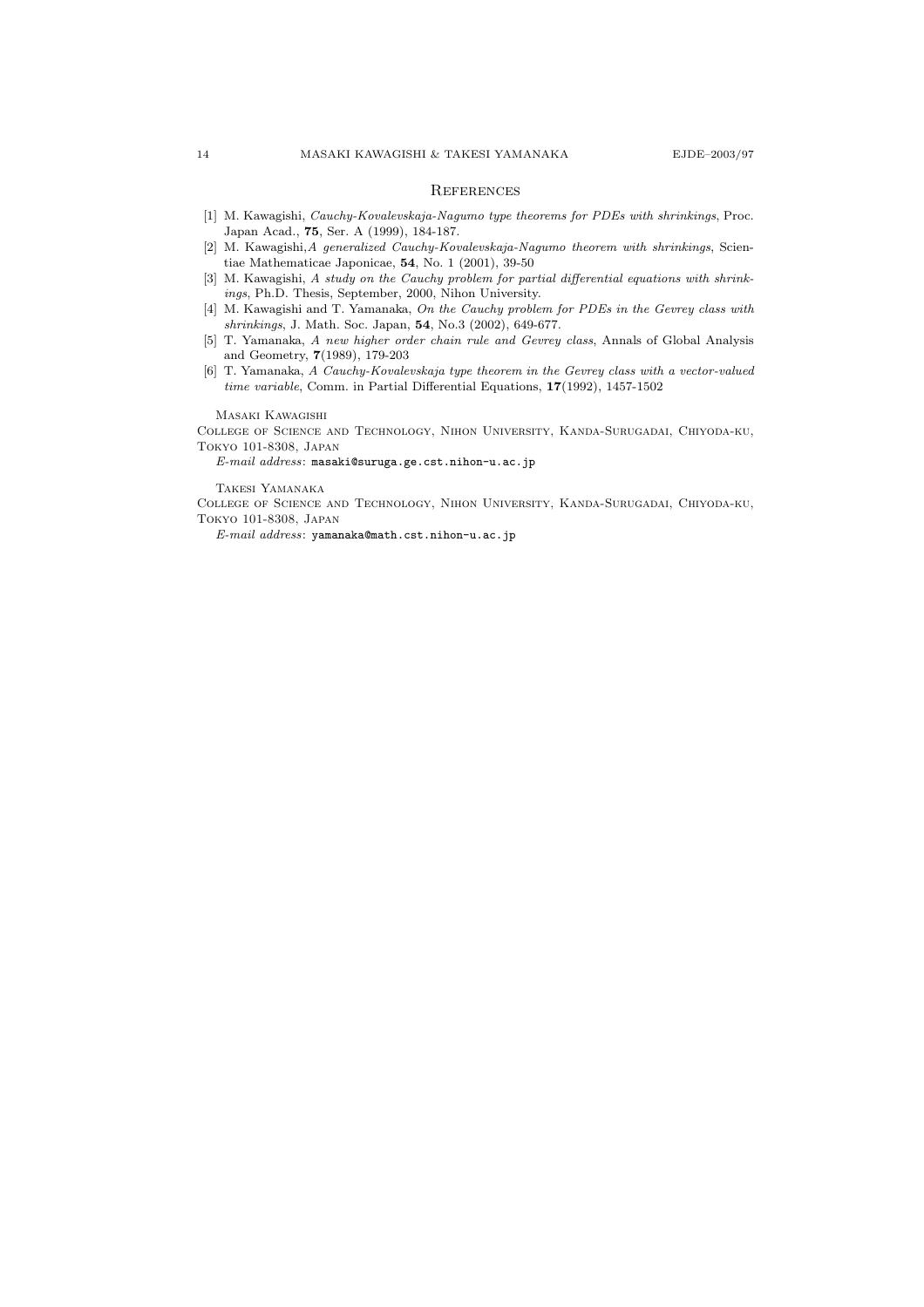## References

[1] M. Kawagishi, *Cauchy-Kovalevskaja-Nagumo type theorems for PDEs with shrinkings*, Proc. Japan Acad., **75**, Ser. A (1999), 184-187.

[2] M. Kawagishi,*A generalized Cauchy-Kovalevskaja-Nagumo theorem with shrinkings*, Scientiae Mathematicae Japonicae, **54**, No. 1 (2001), 39-50

[3] M. Kawagishi, *A study on the Cauchy problem for partial differential equations with shrinkings*, Ph.D. Thesis, September, 2000, Nihon University.

[4] M. Kawagishi and T. Yamanaka, *On the Cauchy problem for PDEs in the Gevrey class with shrinkings*, J. Math. Soc. Japan, **54**, No.3 (2002), 649-677.

[5] T. Yamanaka, *A new higher order chain rule and Gevrey class*, Annals of Global Analysis and Geometry, **7**(1989), 179-203

[6] T. Yamanaka, *A Cauchy-Kovalevskaja type theorem in the Gevrey class with a vector-valued time variable*, Comm. in Partial Differential Equations, **17**(1992), 1457-1502

Masaki Kawagishi

College of Science and Technology, Nihon University, Kanda-Surugadai, Chiyoda-ku, Tokyo 101-8308, Japan

*E-mail address*: masaki@suruga.ge.cst.nihon-u.ac.jp

Takesi Yamanaka

College of Science and Technology, Nihon University, Kanda-Surugadai, Chiyoda-ku, Tokyo 101-8308, Japan

*E-mail address*: yamanaka@math.cst.nihon-u.ac.jp